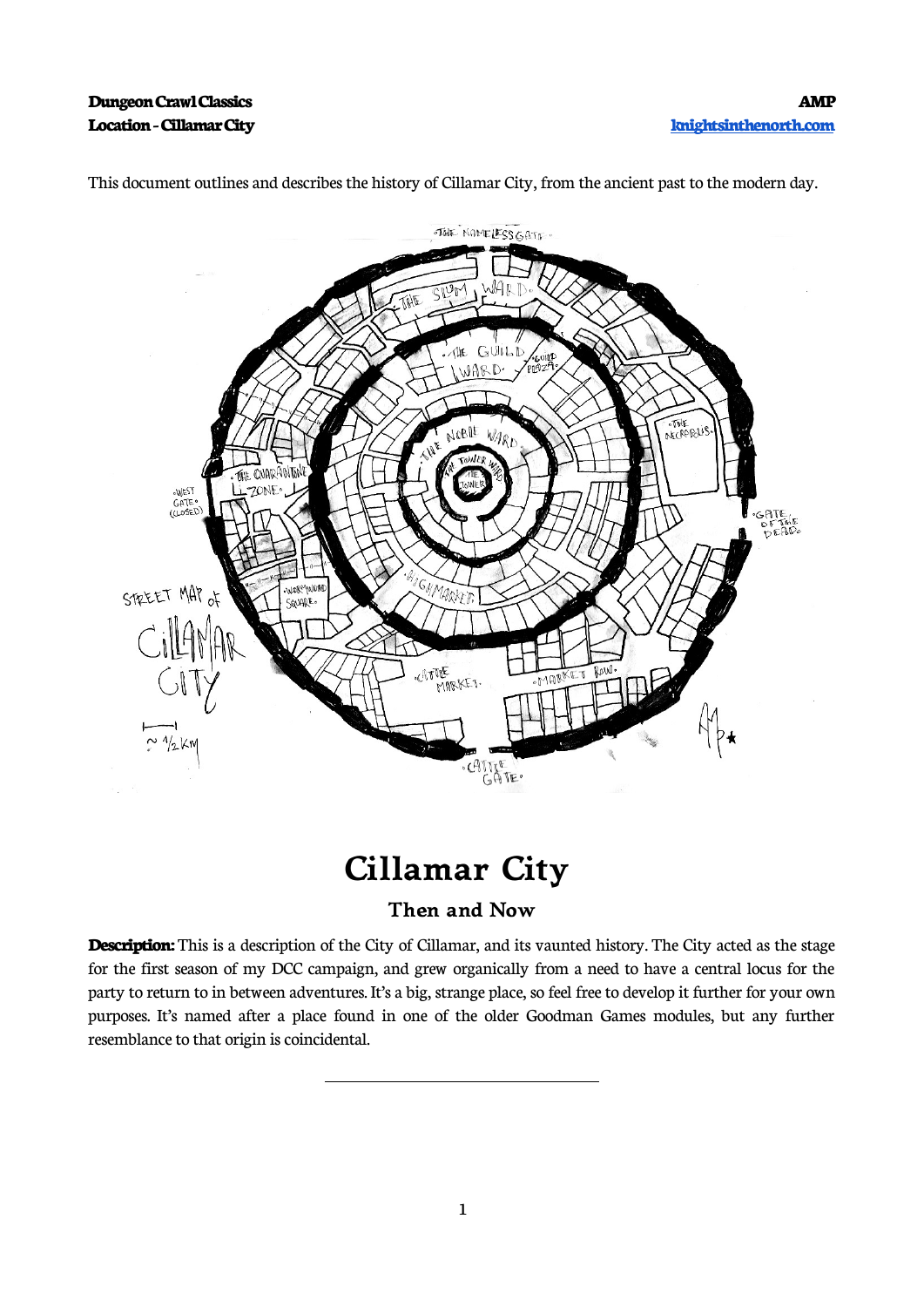This document outlines and describes the history of Cillamar City, from the ancient past to the modern day.

# Cillamar City

## Then and Now

**Description:** This is a description of the City of Cillamar, and its vaunted history. The City acted as the stage for the first season of my DCC campaign, and grew organically from a need to have a central locus for the party to return to in between adventures. It's a big, strange place, so feel free to develop it further for your own purposes. It's named after a place found in one of the older Goodman Games modules, but any further resemblance to that origin is coincidental.

---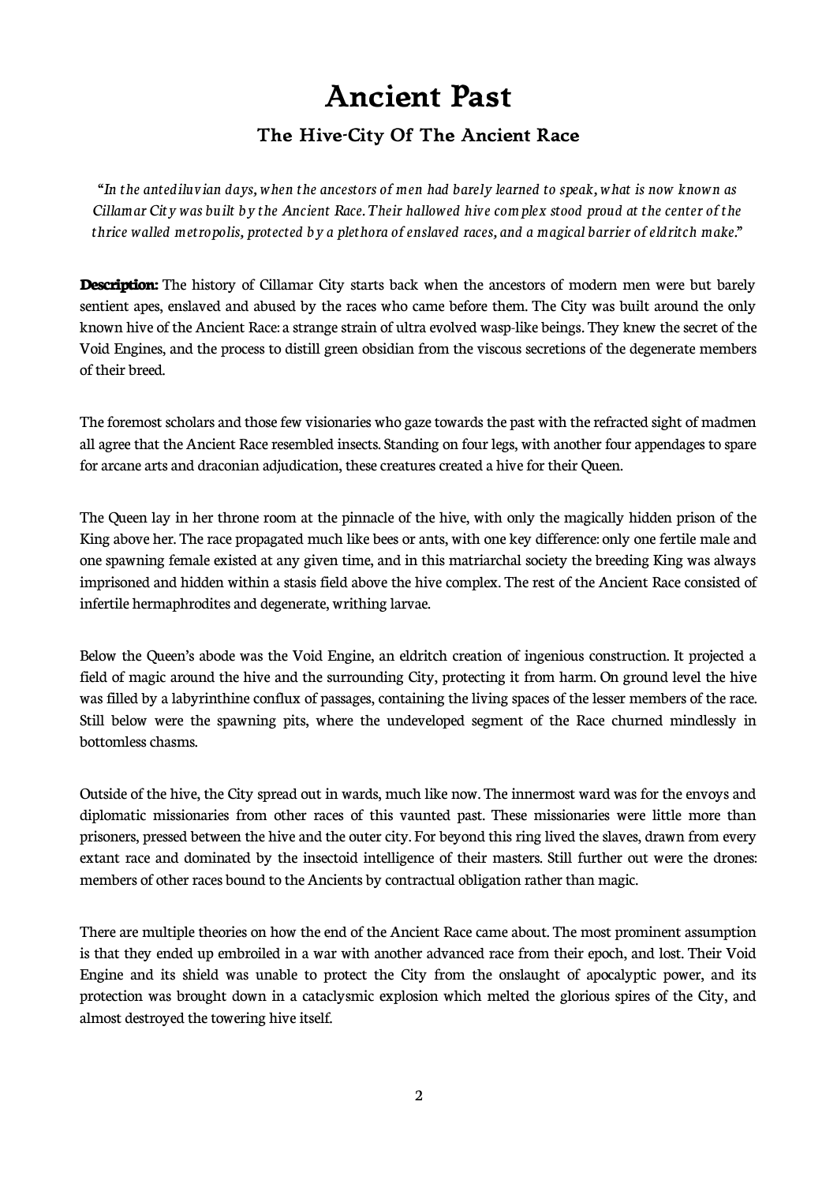# Ancient Past

## The Hive-City Of The Ancient Race

*"In the antediluvian days, when the ancestors of men had barely learned to speak, what is now known as Cillamar City was built by the Ancient Race. Their hallowed hive complex stood proud at the center of the thrice walled metropolis, protected by a plethora of enslaved races, and a magical barrier of eldritch make."*

**Description:** The history of Cillamar City starts back when the ancestors of modern men were but barely sentient apes, enslaved and abused by the races who came before them. The City was built around the only known hive of the Ancient Race: a strange strain of ultra evolved wasp-like beings. They knew the secret of the Void Engines, and the process to distill green obsidian from the viscous secretions of the degenerate members of their breed.

The foremost scholars and those few visionaries who gaze towards the past with the refracted sight of madmen all agree that the Ancient Race resembled insects. Standing on four legs, with another four appendages to spare for arcane arts and draconian adjudication, these creatures created a hive for their Queen.

The Queen lay in her throne room at the pinnacle of the hive, with only the magically hidden prison of the King above her. The race propagated much like bees or ants, with one key difference: only one fertile male and one spawning female existed at any given time, and in this matriarchal society the breeding King was always imprisoned and hidden within a stasis field above the hive complex. The rest of the Ancient Race consisted of infertile hermaphrodites and degenerate, writhing larvae.

Below the Queen's abode was the Void Engine, an eldritch creation of ingenious construction. It projected a field of magic around the hive and the surrounding City, protecting it from harm. On ground level the hive was filled by a labyrinthine conflux of passages, containing the living spaces of the lesser members of the race. Still below were the spawning pits, where the undeveloped segment of the Race churned mindlessly in bottomless chasms.

Outside of the hive, the City spread out in wards, much like now. The innermost ward was for the envoys and diplomatic missionaries from other races of this vaunted past. These missionaries were little more than prisoners, pressed between the hive and the outer city. For beyond this ring lived the slaves, drawn from every extant race and dominated by the insectoid intelligence of their masters. Still further out were the drones: members of other races bound to the Ancients by contractual obligation rather than magic.

There are multiple theories on how the end of the Ancient Race came about. The most prominent assumption is that they ended up embroiled in a war with another advanced race from their epoch, and lost. Their Void Engine and its shield was unable to protect the City from the onslaught of apocalyptic power, and its protection was brought down in a cataclysmic explosion which melted the glorious spires of the City, and almost destroyed the towering hive itself.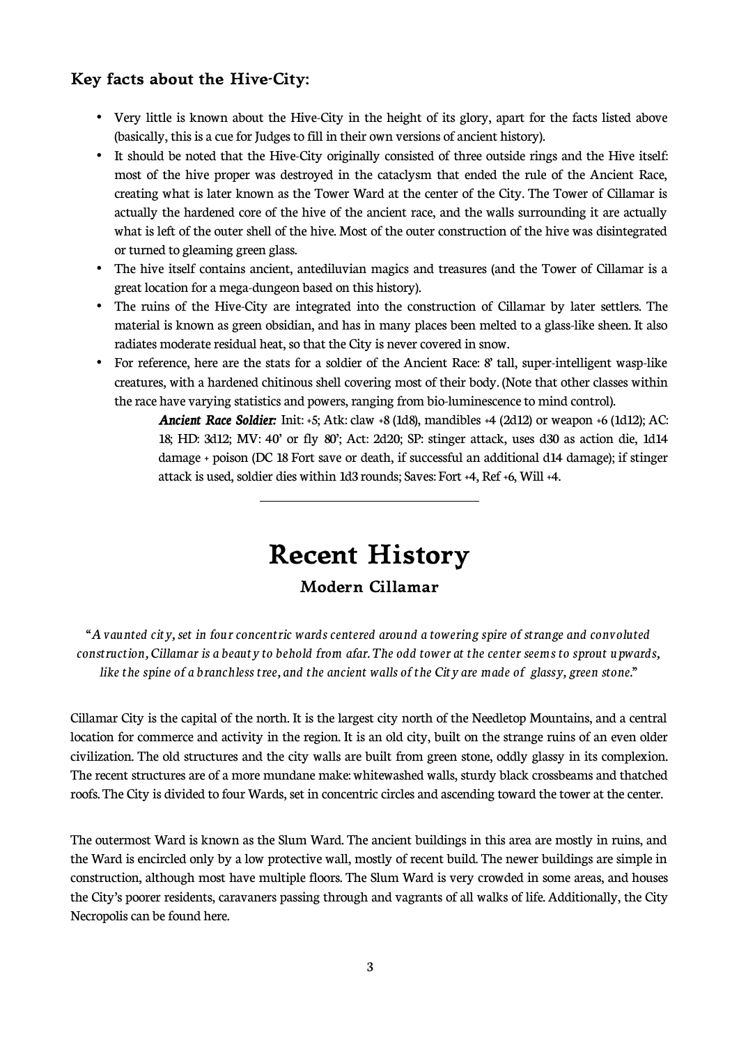### Key facts about the Hive-City:

- Very little is known about the Hive-City in the height of its glory, apart for the facts listed above (basically, this is a cue for Judges to fill in their own versions of ancient history).
- It should be noted that the Hive-City originally consisted of three outside rings and the Hive itself: most of the hive proper was destroyed in the cataclysm that ended the rule of the Ancient Race, creating what is later known as the Tower Ward at the center of the City. The Tower of Cillamar is actually the hardened core of the hive of the ancient race, and the walls surrounding it are actually what is left of the outer shell of the hive. Most of the outer construction of the hive was disintegrated or turned to gleaming green glass.
- The hive itself contains ancient, antediluvian magics and treasures (and the Tower of Cillamar is a great location for a mega-dungeon based on this history).
- The ruins of the Hive-City are integrated into the construction of Cillamar by later settlers. The material is known as green obsidian, and has in many places been melted to a glass-like sheen. It also radiates moderate residual heat, so that the City is never covered in snow.
- For reference, here are the stats for a soldier of the Ancient Race: 8' tall, super-intelligent wasp-like creatures, with a hardened chitinous shell covering most of their body. (Note that other classes within the race have varying statistics and powers, ranging from bio-luminescence to mind control).

  ***Ancient Race Soldier:*** Init: +5; Atk: claw +8 (1d8), mandibles +4 (2d12) or weapon +6 (1d12); AC: 18; HD: 3d12; MV: 40' or fly 80'; Act: 2d20; SP: stinger attack, uses d30 as action die, 1d14 damage + poison (DC 18 Fort save or death, if successful an additional d14 damage); if stinger attack is used, soldier dies within 1d3 rounds; Saves: Fort +4, Ref +6, Will +4.

---

# Recent History

## Modern Cillamar

"*A vaunted city, set in four concentric wards centered around a towering spire of strange and convoluted construction, Cillamar is a beauty to behold from afar. The odd tower at the center seems to sprout upwards, like the spine of a branchless tree, and the ancient walls of the City are made of glassy, green stone.*"

Cillamar City is the capital of the north. It is the largest city north of the Needletop Mountains, and a central location for commerce and activity in the region. It is an old city, built on the strange ruins of an even older civilization. The old structures and the city walls are built from green stone, oddly glassy in its complexion. The recent structures are of a more mundane make: whitewashed walls, sturdy black crossbeams and thatched roofs. The City is divided to four Wards, set in concentric circles and ascending toward the tower at the center.

The outermost Ward is known as the Slum Ward. The ancient buildings in this area are mostly in ruins, and the Ward is encircled only by a low protective wall, mostly of recent build. The newer buildings are simple in construction, although most have multiple floors. The Slum Ward is very crowded in some areas, and houses the City's poorer residents, caravaners passing through and vagrants of all walks of life. Additionally, the City Necropolis can be found here.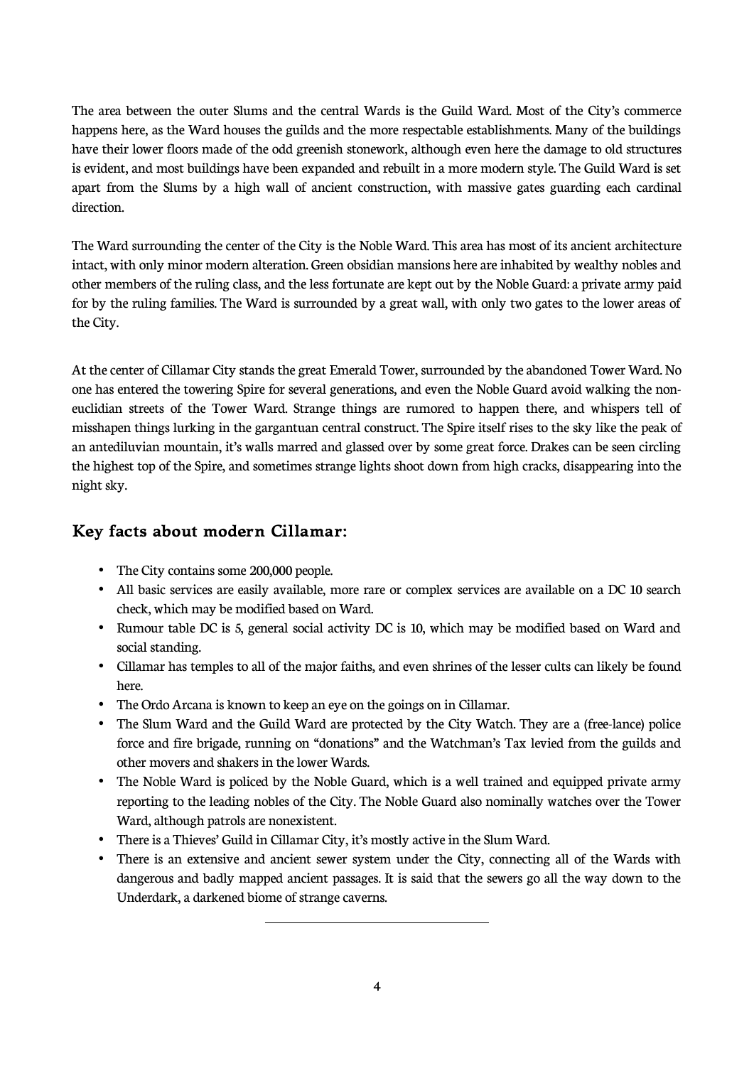The area between the outer Slums and the central Wards is the Guild Ward. Most of the City's commerce happens here, as the Ward houses the guilds and the more respectable establishments. Many of the buildings have their lower floors made of the odd greenish stonework, although even here the damage to old structures is evident, and most buildings have been expanded and rebuilt in a more modern style. The Guild Ward is set apart from the Slums by a high wall of ancient construction, with massive gates guarding each cardinal direction.

The Ward surrounding the center of the City is the Noble Ward. This area has most of its ancient architecture intact, with only minor modern alteration. Green obsidian mansions here are inhabited by wealthy nobles and other members of the ruling class, and the less fortunate are kept out by the Noble Guard: a private army paid for by the ruling families. The Ward is surrounded by a great wall, with only two gates to the lower areas of the City.

At the center of Cillamar City stands the great Emerald Tower, surrounded by the abandoned Tower Ward. No one has entered the towering Spire for several generations, and even the Noble Guard avoid walking the non-euclidian streets of the Tower Ward. Strange things are rumored to happen there, and whispers tell of misshapen things lurking in the gargantuan central construct. The Spire itself rises to the sky like the peak of an antediluvian mountain, it's walls marred and glassed over by some great force. Drakes can be seen circling the highest top of the Spire, and sometimes strange lights shoot down from high cracks, disappearing into the night sky.

## Key facts about modern Cillamar:

- The City contains some 200,000 people.
- All basic services are easily available, more rare or complex services are available on a DC 10 search check, which may be modified based on Ward.
- Rumour table DC is 5, general social activity DC is 10, which may be modified based on Ward and social standing.
- Cillamar has temples to all of the major faiths, and even shrines of the lesser cults can likely be found here.
- The Ordo Arcana is known to keep an eye on the goings on in Cillamar.
- The Slum Ward and the Guild Ward are protected by the City Watch. They are a (free-lance) police force and fire brigade, running on "donations" and the Watchman's Tax levied from the guilds and other movers and shakers in the lower Wards.
- The Noble Ward is policed by the Noble Guard, which is a well trained and equipped private army reporting to the leading nobles of the City. The Noble Guard also nominally watches over the Tower Ward, although patrols are nonexistent.
- There is a Thieves' Guild in Cillamar City, it's mostly active in the Slum Ward.
- There is an extensive and ancient sewer system under the City, connecting all of the Wards with dangerous and badly mapped ancient passages. It is said that the sewers go all the way down to the Underdark, a darkened biome of strange caverns.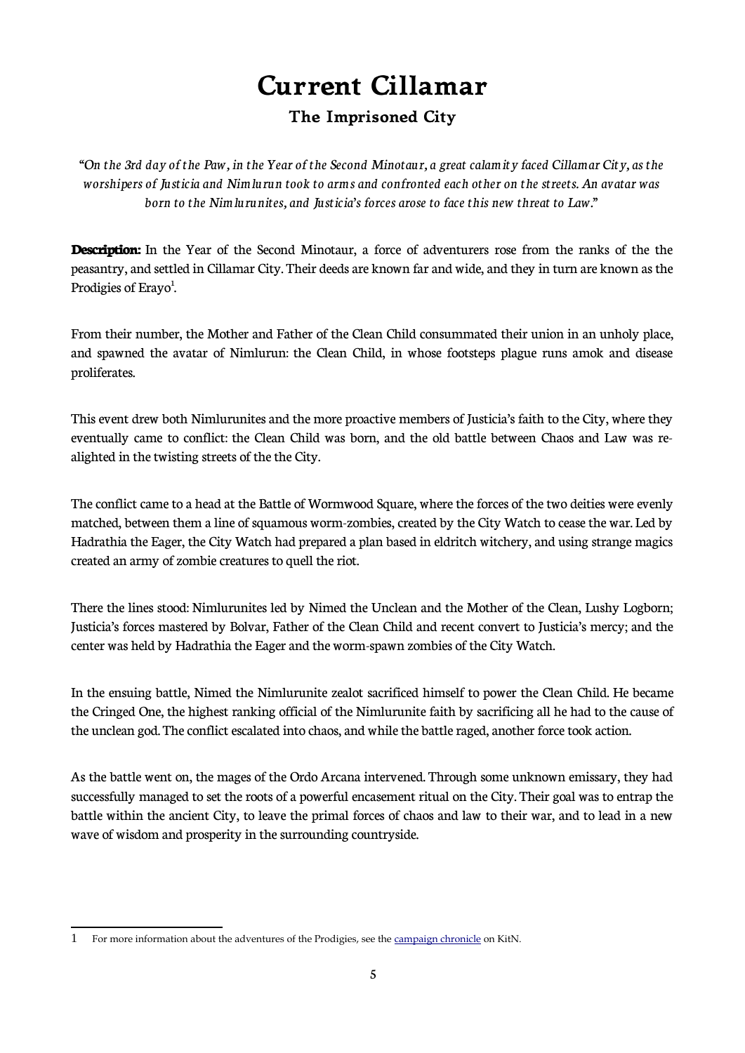# Current Cillamar

## The Imprisoned City

*"On the 3rd day of the Paw, in the Year of the Second Minotaur, a great calamity faced Cillamar City, as the worshipers of Justicia and Nimlurun took to arms and confronted each other on the streets. An avatar was born to the Nimlurunites, and Justicia's forces arose to face this new threat to Law."*

**Description:** In the Year of the Second Minotaur, a force of adventurers rose from the ranks of the the peasantry, and settled in Cillamar City. Their deeds are known far and wide, and they in turn are known as the Prodigies of Erayo[1].

From their number, the Mother and Father of the Clean Child consummated their union in an unholy place, and spawned the avatar of Nimlurun: the Clean Child, in whose footsteps plague runs amok and disease proliferates.

This event drew both Nimlurunites and the more proactive members of Justicia's faith to the City, where they eventually came to conflict: the Clean Child was born, and the old battle between Chaos and Law was re-alighted in the twisting streets of the the City.

The conflict came to a head at the Battle of Wormwood Square, where the forces of the two deities were evenly matched, between them a line of squamous worm-zombies, created by the City Watch to cease the war. Led by Hadrathia the Eager, the City Watch had prepared a plan based in eldritch witchery, and using strange magics created an army of zombie creatures to quell the riot.

There the lines stood: Nimlurunites led by Nimed the Unclean and the Mother of the Clean, Lushy Logborn; Justicia's forces mastered by Bolvar, Father of the Clean Child and recent convert to Justicia's mercy; and the center was held by Hadrathia the Eager and the worm-spawn zombies of the City Watch.

In the ensuing battle, Nimed the Nimlurunite zealot sacrificed himself to power the Clean Child. He became the Cringed One, the highest ranking official of the Nimlurunite faith by sacrificing all he had to the cause of the unclean god. The conflict escalated into chaos, and while the battle raged, another force took action.

As the battle went on, the mages of the Ordo Arcana intervened. Through some unknown emissary, they had successfully managed to set the roots of a powerful encasement ritual on the City. Their goal was to entrap the battle within the ancient City, to leave the primal forces of chaos and law to their war, and to lead in a new wave of wisdom and prosperity in the surrounding countryside.

---

1 For more information about the adventures of the Prodigies, see the campaign chronicle on KitN.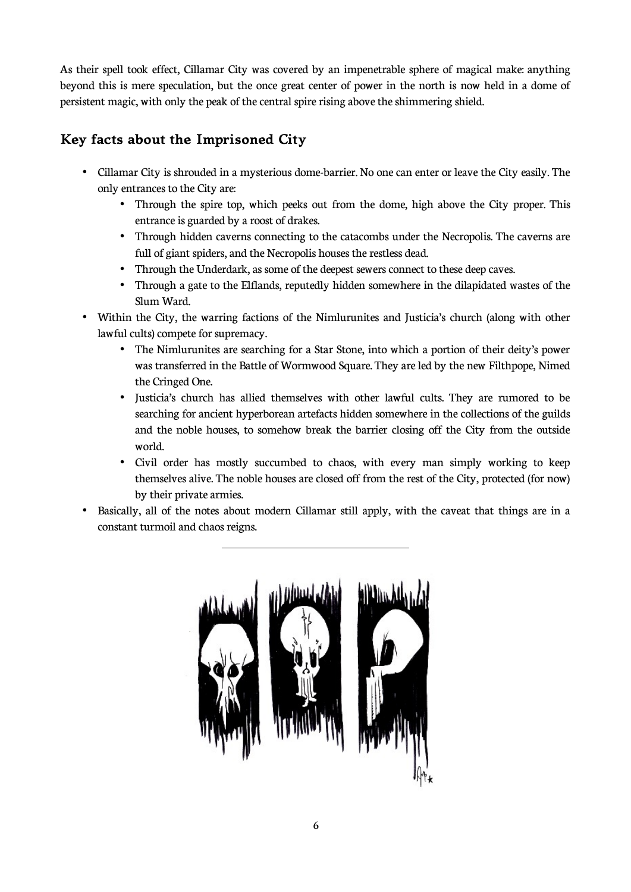As their spell took effect, Cillamar City was covered by an impenetrable sphere of magical make: anything beyond this is mere speculation, but the once great center of power in the north is now held in a dome of persistent magic, with only the peak of the central spire rising above the shimmering shield.

## Key facts about the Imprisoned City

- Cillamar City is shrouded in a mysterious dome-barrier. No one can enter or leave the City easily. The only entrances to the City are:
    - Through the spire top, which peeks out from the dome, high above the City proper. This entrance is guarded by a roost of drakes.
    - Through hidden caverns connecting to the catacombs under the Necropolis. The caverns are full of giant spiders, and the Necropolis houses the restless dead.
    - Through the Underdark, as some of the deepest sewers connect to these deep caves.
    - Through a gate to the Elflands, reputedly hidden somewhere in the dilapidated wastes of the Slum Ward.
- Within the City, the warring factions of the Nimlurunites and Justicia's church (along with other lawful cults) compete for supremacy.
    - The Nimlurunites are searching for a Star Stone, into which a portion of their deity's power was transferred in the Battle of Wormwood Square. They are led by the new Filthpope, Nimed the Cringed One.
    - Justicia's church has allied themselves with other lawful cults. They are rumored to be searching for ancient hyperborean artefacts hidden somewhere in the collections of the guilds and the noble houses, to somehow break the barrier closing off the City from the outside world.
    - Civil order has mostly succumbed to chaos, with every man simply working to keep themselves alive. The noble houses are closed off from the rest of the City, protected (for now) by their private armies.
- Basically, all of the notes about modern Cillamar still apply, with the caveat that things are in a constant turmoil and chaos reigns.

---